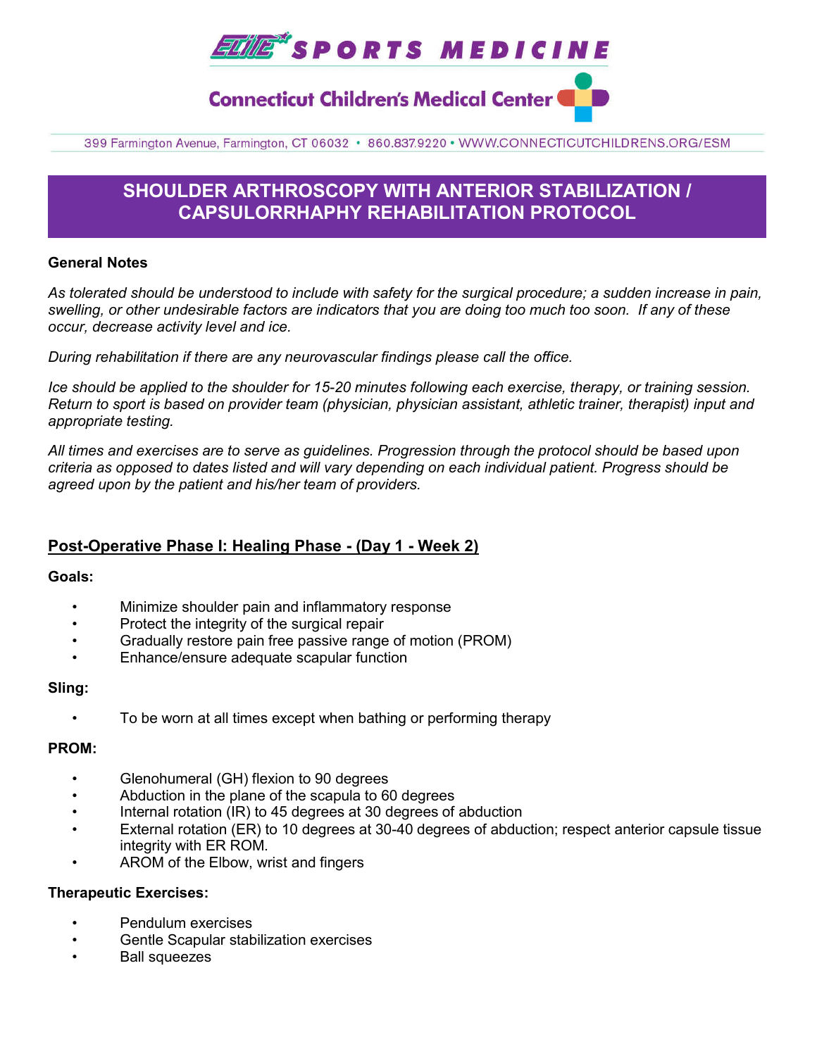ELITE SPORTS MEDICINE

Connecticut Children's Medical Center

399 Farmington Avenue, Farmington, CT 06032 • 860.837.9220 • WWW.CONNECTICUTCHILDRENS.ORG/ESM

# SHOULDER ARTHROSCOPY WITH ANTERIOR STABILIZATION / CAPSULORRHAPHY REHABILITATION PROTOCOL

**General Notes**

*As tolerated should be understood to include with safety for the surgical procedure; a sudden increase in pain, swelling, or other undesirable factors are indicators that you are doing too much too soon. If any of these occur, decrease activity level and ice.*

*During rehabilitation if there are any neurovascular findings please call the office.*

*Ice should be applied to the shoulder for 15-20 minutes following each exercise, therapy, or training session. Return to sport is based on provider team (physician, physician assistant, athletic trainer, therapist) input and appropriate testing.*

*All times and exercises are to serve as guidelines. Progression through the protocol should be based upon criteria as opposed to dates listed and will vary depending on each individual patient. Progress should be agreed upon by the patient and his/her team of providers.*

## Post-Operative Phase I: Healing Phase - (Day 1 - Week 2)

**Goals:**

- Minimize shoulder pain and inflammatory response
- Protect the integrity of the surgical repair
- Gradually restore pain free passive range of motion (PROM)
- Enhance/ensure adequate scapular function

**Sling:**

- To be worn at all times except when bathing or performing therapy

**PROM:**

- Glenohumeral (GH) flexion to 90 degrees
- Abduction in the plane of the scapula to 60 degrees
- Internal rotation (IR) to 45 degrees at 30 degrees of abduction
- External rotation (ER) to 10 degrees at 30-40 degrees of abduction; respect anterior capsule tissue integrity with ER ROM.
- AROM of the Elbow, wrist and fingers

**Therapeutic Exercises:**

- Pendulum exercises
- Gentle Scapular stabilization exercises
- Ball squeezes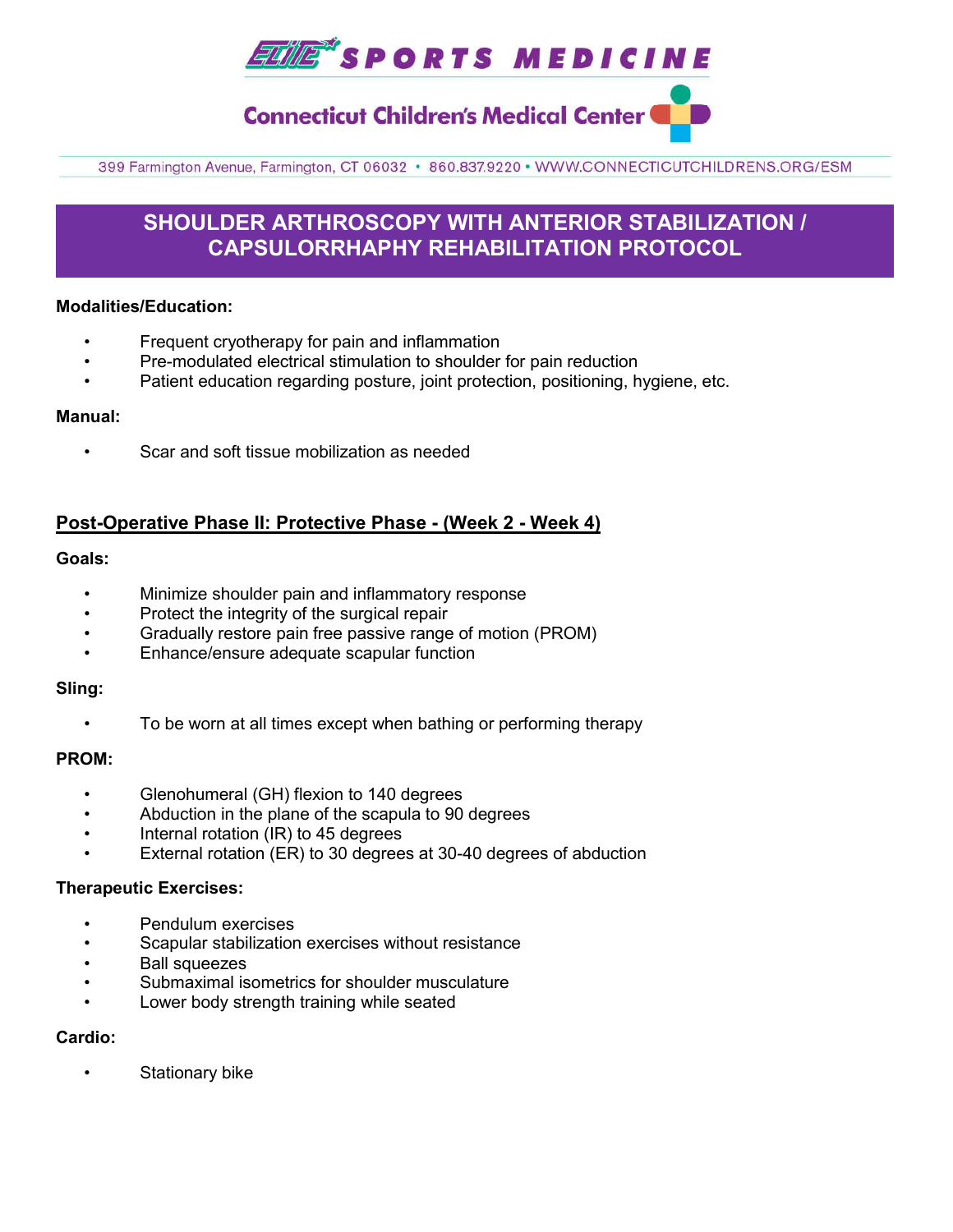# SHOULDER ARTHROSCOPY WITH ANTERIOR STABILIZATION / CAPSULORRHAPHY REHABILITATION PROTOCOL

**Modalities/Education:**

- Frequent cryotherapy for pain and inflammation
- Pre-modulated electrical stimulation to shoulder for pain reduction
- Patient education regarding posture, joint protection, positioning, hygiene, etc.

**Manual:**

- Scar and soft tissue mobilization as needed

## Post-Operative Phase II: Protective Phase - (Week 2 - Week 4)

**Goals:**

- Minimize shoulder pain and inflammatory response
- Protect the integrity of the surgical repair
- Gradually restore pain free passive range of motion (PROM)
- Enhance/ensure adequate scapular function

**Sling:**

- To be worn at all times except when bathing or performing therapy

**PROM:**

- Glenohumeral (GH) flexion to 140 degrees
- Abduction in the plane of the scapula to 90 degrees
- Internal rotation (IR) to 45 degrees
- External rotation (ER) to 30 degrees at 30-40 degrees of abduction

**Therapeutic Exercises:**

- Pendulum exercises
- Scapular stabilization exercises without resistance
- Ball squeezes
- Submaximal isometrics for shoulder musculature
- Lower body strength training while seated

**Cardio:**

- Stationary bike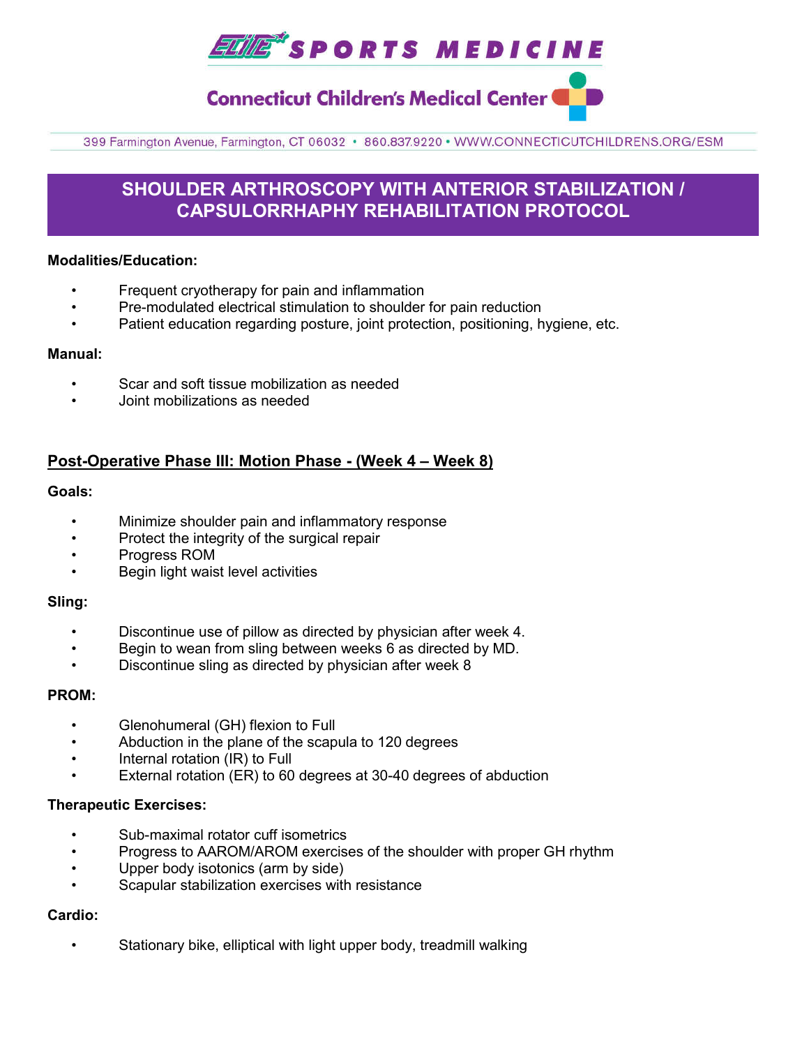# SHOULDER ARTHROSCOPY WITH ANTERIOR STABILIZATION / CAPSULORRHAPHY REHABILITATION PROTOCOL

**Modalities/Education:**

- Frequent cryotherapy for pain and inflammation
- Pre-modulated electrical stimulation to shoulder for pain reduction
- Patient education regarding posture, joint protection, positioning, hygiene, etc.

**Manual:**

- Scar and soft tissue mobilization as needed
- Joint mobilizations as needed

## Post-Operative Phase III: Motion Phase - (Week 4 – Week 8)

**Goals:**

- Minimize shoulder pain and inflammatory response
- Protect the integrity of the surgical repair
- Progress ROM
- Begin light waist level activities

**Sling:**

- Discontinue use of pillow as directed by physician after week 4.
- Begin to wean from sling between weeks 6 as directed by MD.
- Discontinue sling as directed by physician after week 8

**PROM:**

- Glenohumeral (GH) flexion to Full
- Abduction in the plane of the scapula to 120 degrees
- Internal rotation (IR) to Full
- External rotation (ER) to 60 degrees at 30-40 degrees of abduction

**Therapeutic Exercises:**

- Sub-maximal rotator cuff isometrics
- Progress to AAROM/AROM exercises of the shoulder with proper GH rhythm
- Upper body isotonics (arm by side)
- Scapular stabilization exercises with resistance

**Cardio:**

- Stationary bike, elliptical with light upper body, treadmill walking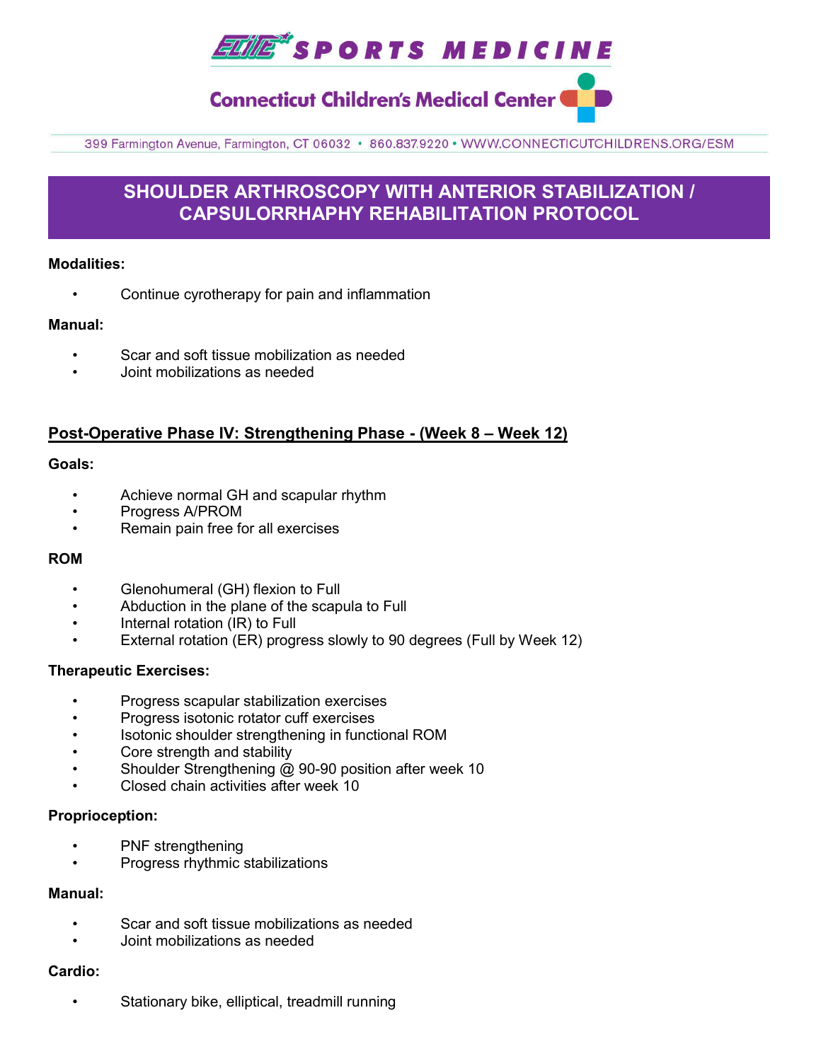# SHOULDER ARTHROSCOPY WITH ANTERIOR STABILIZATION / CAPSULORRHAPHY REHABILITATION PROTOCOL

**Modalities:**

- Continue cyrotherapy for pain and inflammation

**Manual:**

- Scar and soft tissue mobilization as needed
- Joint mobilizations as needed

## Post-Operative Phase IV: Strengthening Phase - (Week 8 – Week 12)

**Goals:**

- Achieve normal GH and scapular rhythm
- Progress A/PROM
- Remain pain free for all exercises

**ROM**

- Glenohumeral (GH) flexion to Full
- Abduction in the plane of the scapula to Full
- Internal rotation (IR) to Full
- External rotation (ER) progress slowly to 90 degrees (Full by Week 12)

**Therapeutic Exercises:**

- Progress scapular stabilization exercises
- Progress isotonic rotator cuff exercises
- Isotonic shoulder strengthening in functional ROM
- Core strength and stability
- Shoulder Strengthening @ 90-90 position after week 10
- Closed chain activities after week 10

**Proprioception:**

- PNF strengthening
- Progress rhythmic stabilizations

**Manual:**

- Scar and soft tissue mobilizations as needed
- Joint mobilizations as needed

**Cardio:**

- Stationary bike, elliptical, treadmill running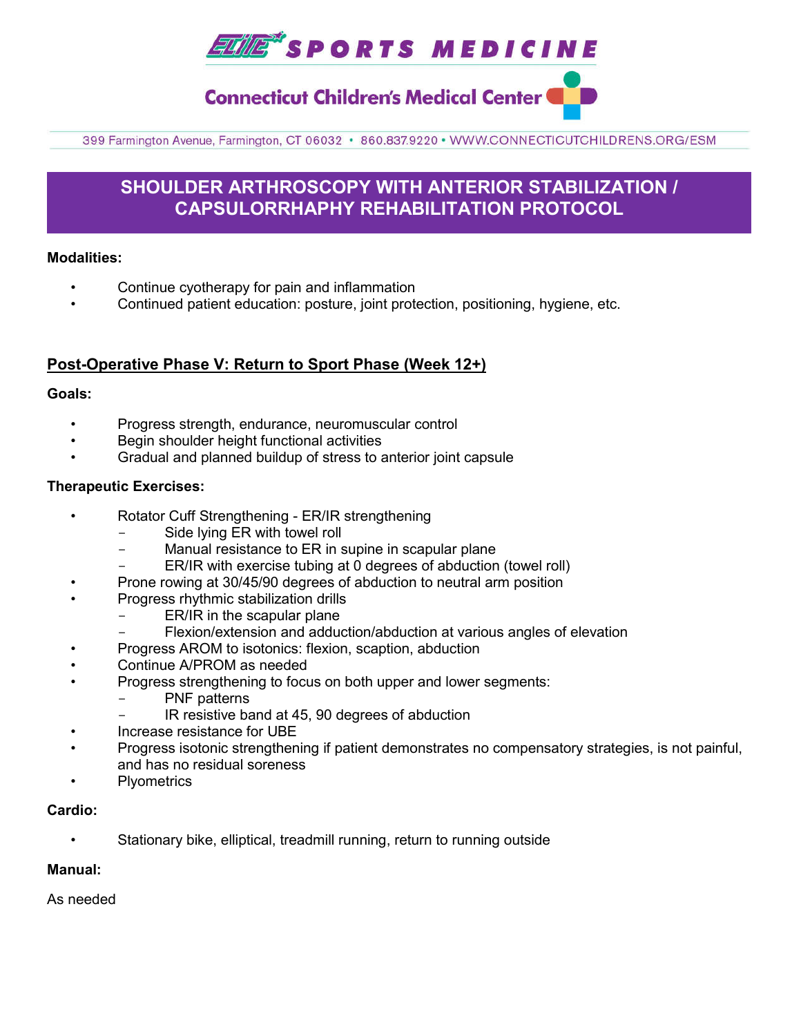## SHOULDER ARTHROSCOPY WITH ANTERIOR STABILIZATION / CAPSULORRHAPHY REHABILITATION PROTOCOL

**Modalities:**

- Continue cyotherapy for pain and inflammation
- Continued patient education: posture, joint protection, positioning, hygiene, etc.

### Post-Operative Phase V: Return to Sport Phase (Week 12+)

**Goals:**

- Progress strength, endurance, neuromuscular control
- Begin shoulder height functional activities
- Gradual and planned buildup of stress to anterior joint capsule

**Therapeutic Exercises:**

- Rotator Cuff Strengthening - ER/IR strengthening
  - Side lying ER with towel roll
  - Manual resistance to ER in supine in scapular plane
  - ER/IR with exercise tubing at 0 degrees of abduction (towel roll)
- Prone rowing at 30/45/90 degrees of abduction to neutral arm position
- Progress rhythmic stabilization drills
  - ER/IR in the scapular plane
  - Flexion/extension and adduction/abduction at various angles of elevation
- Progress AROM to isotonics: flexion, scaption, abduction
- Continue A/PROM as needed
- Progress strengthening to focus on both upper and lower segments:
  - PNF patterns
  - IR resistive band at 45, 90 degrees of abduction
- Increase resistance for UBE
- Progress isotonic strengthening if patient demonstrates no compensatory strategies, is not painful, and has no residual soreness
- Plyometrics

**Cardio:**

- Stationary bike, elliptical, treadmill running, return to running outside

**Manual:**

As needed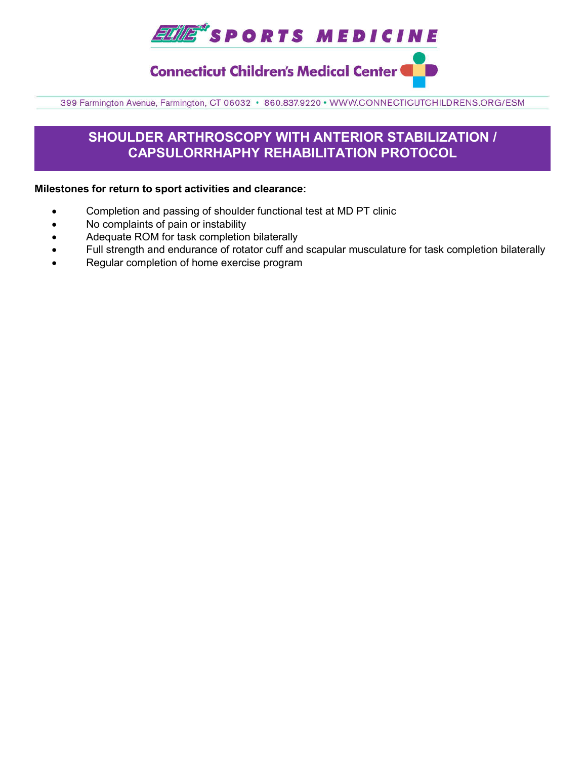# SHOULDER ARTHROSCOPY WITH ANTERIOR STABILIZATION / CAPSULORRHAPHY REHABILITATION PROTOCOL

**Milestones for return to sport activities and clearance:**

- Completion and passing of shoulder functional test at MD PT clinic
- No complaints of pain or instability
- Adequate ROM for task completion bilaterally
- Full strength and endurance of rotator cuff and scapular musculature for task completion bilaterally
- Regular completion of home exercise program